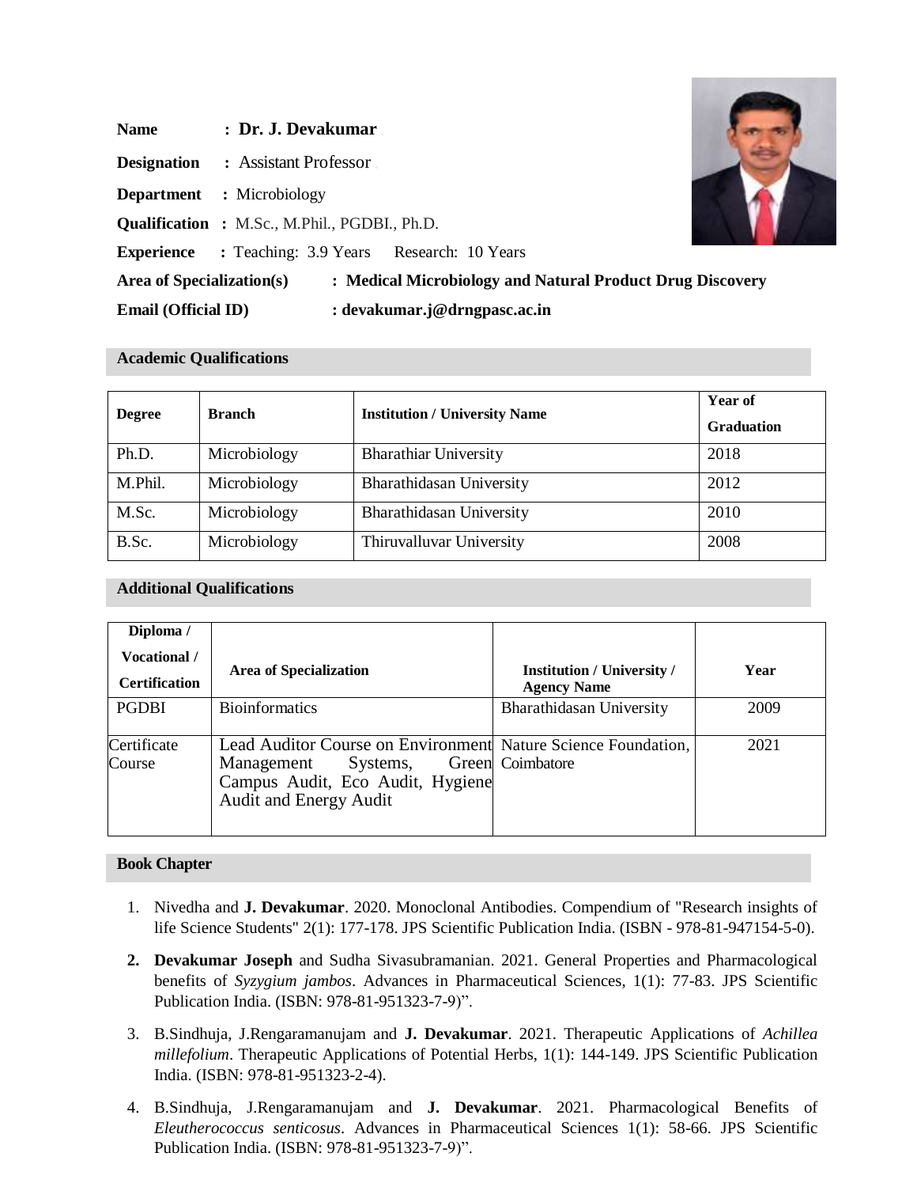**Name** : **Dr. J. Devakumar**

**Designation** : Assistant Professor

**Department** : Microbiology

**Qualification** : M.Sc., M.Phil., PGDBI., Ph.D.

**Experience** : Teaching: 3.9 Years Research: 10 Years

**Area of Specialization(s)** : **Medical Microbiology and Natural Product Drug Discovery**

**Email (Official ID)** : **devakumar.j@drngpasc.ac.in**

## Academic Qualifications

| Degree | Branch | Institution / University Name | Year of Graduation |
|---|---|---|---|
| Ph.D. | Microbiology | Bharathiar University | 2018 |
| M.Phil. | Microbiology | Bharathidasan University | 2012 |
| M.Sc. | Microbiology | Bharathidasan University | 2010 |
| B.Sc. | Microbiology | Thiruvalluvar University | 2008 |

## Additional Qualifications

| Diploma / Vocational / Certification | Area of Specialization | Institution / University / Agency Name | Year |
|---|---|---|---|
| PGDBI | Bioinformatics | Bharathidasan University | 2009 |
| Certificate Course | Lead Auditor Course on Environment Management Systems, Green Campus Audit, Eco Audit, Hygiene Audit and Energy Audit | Nature Science Foundation, Coimbatore | 2021 |

## Book Chapter

1. Nivedha and **J. Devakumar**. 2020. Monoclonal Antibodies. Compendium of "Research insights of life Science Students" 2(1): 177-178. JPS Scientific Publication India. (ISBN - 978-81-947154-5-0).
2. **Devakumar Joseph** and Sudha Sivasubramanian. 2021. General Properties and Pharmacological benefits of *Syzygium jambos*. Advances in Pharmaceutical Sciences, 1(1): 77-83. JPS Scientific Publication India. (ISBN: 978-81-951323-7-9)".
3. B.Sindhuja, J.Rengaramanujam and **J. Devakumar**. 2021. Therapeutic Applications of *Achillea millefolium*. Therapeutic Applications of Potential Herbs, 1(1): 144-149. JPS Scientific Publication India. (ISBN: 978-81-951323-2-4).
4. B.Sindhuja, J.Rengaramanujam and **J. Devakumar**. 2021. Pharmacological Benefits of *Eleutherococcus senticosus*. Advances in Pharmaceutical Sciences 1(1): 58-66. JPS Scientific Publication India. (ISBN: 978-81-951323-7-9)".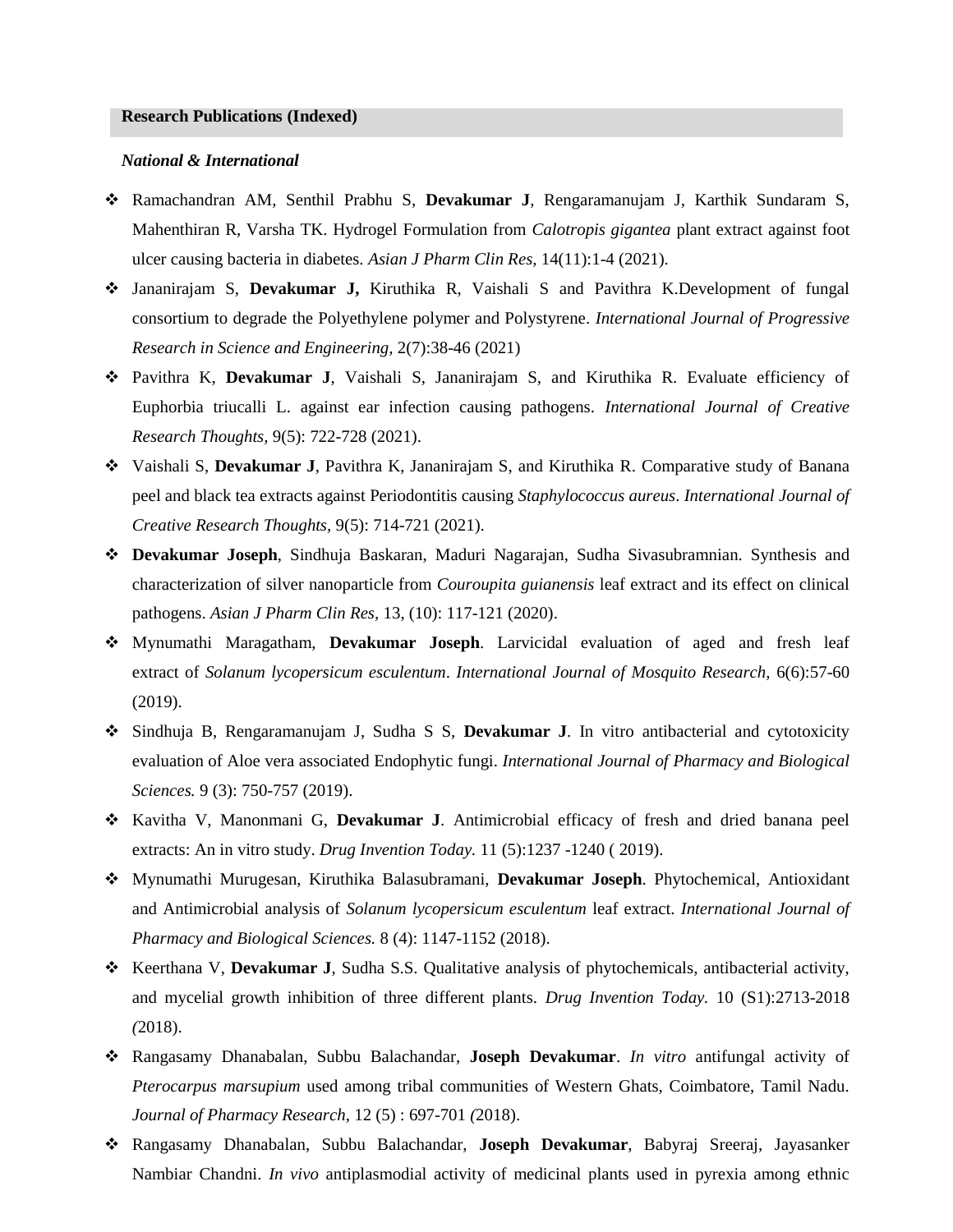## Research Publications (Indexed)

***National & International***

- Ramachandran AM, Senthil Prabhu S, **Devakumar J**, Rengaramanujam J, Karthik Sundaram S, Mahenthiran R, Varsha TK. Hydrogel Formulation from *Calotropis gigantea* plant extract against foot ulcer causing bacteria in diabetes. *Asian J Pharm Clin Res,* 14(11):1-4 (2021).
- Jananirajam S, **Devakumar J,** Kiruthika R, Vaishali S and Pavithra K.Development of fungal consortium to degrade the Polyethylene polymer and Polystyrene. *International Journal of Progressive Research in Science and Engineering,* 2(7):38-46 (2021)
- Pavithra K, **Devakumar J**, Vaishali S, Jananirajam S, and Kiruthika R. Evaluate efficiency of Euphorbia triucalli L. against ear infection causing pathogens. *International Journal of Creative Research Thoughts,* 9(5): 722-728 (2021).
- Vaishali S, **Devakumar J**, Pavithra K, Jananirajam S, and Kiruthika R. Comparative study of Banana peel and black tea extracts against Periodontitis causing *Staphylococcus aureus*. *International Journal of Creative Research Thoughts,* 9(5): 714-721 (2021).
- **Devakumar Joseph**, Sindhuja Baskaran, Maduri Nagarajan, Sudha Sivasubramnian. Synthesis and characterization of silver nanoparticle from *Couroupita guianensis* leaf extract and its effect on clinical pathogens. *Asian J Pharm Clin Res,* 13, (10): 117-121 (2020).
- Mynumathi Maragatham, **Devakumar Joseph**. Larvicidal evaluation of aged and fresh leaf extract of *Solanum lycopersicum esculentum*. *International Journal of Mosquito Research,* 6(6):57-60 (2019).
- Sindhuja B, Rengaramanujam J, Sudha S S, **Devakumar J**. In vitro antibacterial and cytotoxicity evaluation of Aloe vera associated Endophytic fungi. *International Journal of Pharmacy and Biological Sciences.* 9 (3): 750-757 (2019).
- Kavitha V, Manonmani G, **Devakumar J**. Antimicrobial efficacy of fresh and dried banana peel extracts: An in vitro study. *Drug Invention Today.* 11 (5):1237 -1240 ( 2019).
- Mynumathi Murugesan, Kiruthika Balasubramani, **Devakumar Joseph**. Phytochemical, Antioxidant and Antimicrobial analysis of *Solanum lycopersicum esculentum* leaf extract. *International Journal of Pharmacy and Biological Sciences.* 8 (4): 1147-1152 (2018).
- Keerthana V, **Devakumar J**, Sudha S.S. Qualitative analysis of phytochemicals, antibacterial activity, and mycelial growth inhibition of three different plants. *Drug Invention Today.* 10 (S1):2713-2018 *(*2018).
- Rangasamy Dhanabalan, Subbu Balachandar, **Joseph Devakumar**. *In vitro* antifungal activity of *Pterocarpus marsupium* used among tribal communities of Western Ghats, Coimbatore, Tamil Nadu. *Journal of Pharmacy Research,* 12 (5) : 697-701 *(*2018).
- Rangasamy Dhanabalan, Subbu Balachandar, **Joseph Devakumar**, Babyraj Sreeraj, Jayasanker Nambiar Chandni. *In vivo* antiplasmodial activity of medicinal plants used in pyrexia among ethnic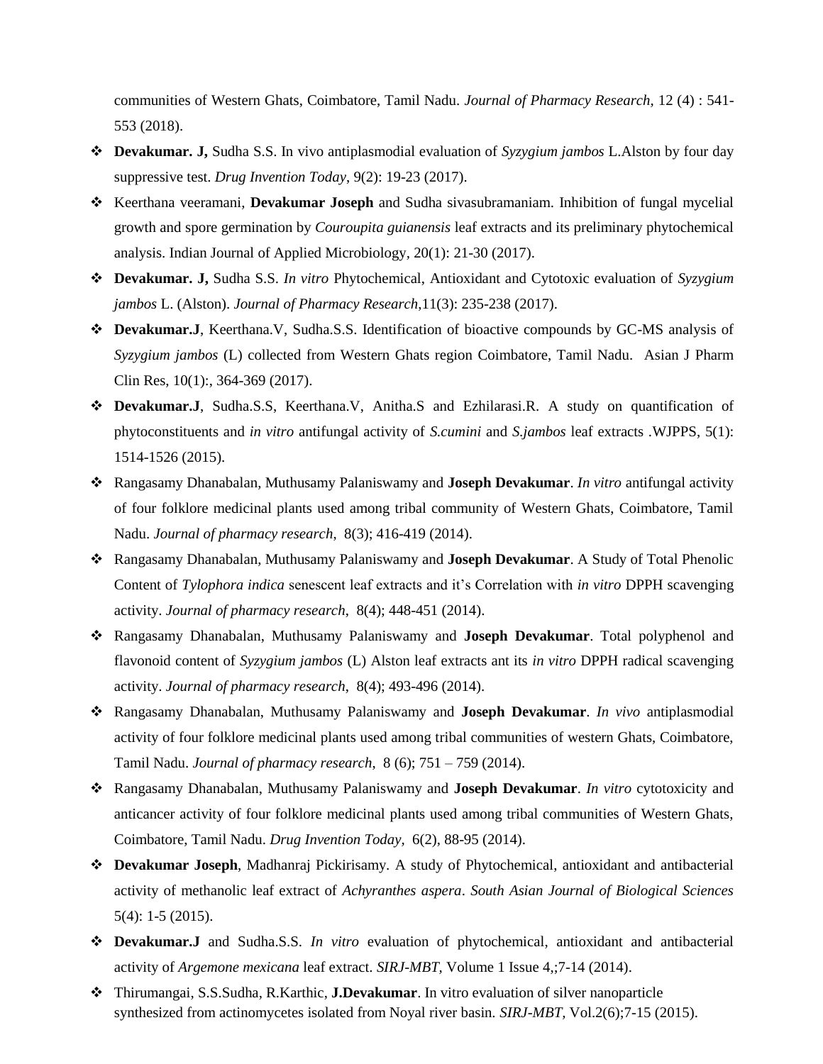communities of Western Ghats, Coimbatore, Tamil Nadu. *Journal of Pharmacy Research*, 12 (4) : 541-553 (2018).

- **Devakumar. J,** Sudha S.S. In vivo antiplasmodial evaluation of *Syzygium jambos* L.Alston by four day suppressive test. *Drug Invention Today*, 9(2): 19-23 (2017).
- Keerthana veeramani, **Devakumar Joseph** and Sudha sivasubramaniam. Inhibition of fungal mycelial growth and spore germination by *Couroupita guianensis* leaf extracts and its preliminary phytochemical analysis. Indian Journal of Applied Microbiology, 20(1): 21-30 (2017).
- **Devakumar. J,** Sudha S.S. *In vitro* Phytochemical, Antioxidant and Cytotoxic evaluation of *Syzygium jambos* L. (Alston). *Journal of Pharmacy Research*,11(3): 235-238 (2017).
- **Devakumar.J**, Keerthana.V, Sudha.S.S. Identification of bioactive compounds by GC-MS analysis of *Syzygium jambos* (L) collected from Western Ghats region Coimbatore, Tamil Nadu. Asian J Pharm Clin Res, 10(1):, 364-369 (2017).
- **Devakumar.J**, Sudha.S.S, Keerthana.V, Anitha.S and Ezhilarasi.R. A study on quantification of phytoconstituents and *in vitro* antifungal activity of *S.cumini* and *S.jambos* leaf extracts .WJPPS, 5(1): 1514-1526 (2015).
- Rangasamy Dhanabalan, Muthusamy Palaniswamy and **Joseph Devakumar**. *In vitro* antifungal activity of four folklore medicinal plants used among tribal community of Western Ghats, Coimbatore, Tamil Nadu. *Journal of pharmacy research*, 8(3); 416-419 (2014).
- Rangasamy Dhanabalan, Muthusamy Palaniswamy and **Joseph Devakumar**. A Study of Total Phenolic Content of *Tylophora indica* senescent leaf extracts and it's Correlation with *in vitro* DPPH scavenging activity. *Journal of pharmacy research*, 8(4); 448-451 (2014).
- Rangasamy Dhanabalan, Muthusamy Palaniswamy and **Joseph Devakumar**. Total polyphenol and flavonoid content of *Syzygium jambos* (L) Alston leaf extracts ant its *in vitro* DPPH radical scavenging activity. *Journal of pharmacy research*, 8(4); 493-496 (2014).
- Rangasamy Dhanabalan, Muthusamy Palaniswamy and **Joseph Devakumar**. *In vivo* antiplasmodial activity of four folklore medicinal plants used among tribal communities of western Ghats, Coimbatore, Tamil Nadu. *Journal of pharmacy research*, 8 (6); 751 – 759 (2014).
- Rangasamy Dhanabalan, Muthusamy Palaniswamy and **Joseph Devakumar**. *In vitro* cytotoxicity and anticancer activity of four folklore medicinal plants used among tribal communities of Western Ghats, Coimbatore, Tamil Nadu. *Drug Invention Today,* 6(2), 88-95 (2014).
- **Devakumar Joseph**, Madhanraj Pickirisamy. A study of Phytochemical, antioxidant and antibacterial activity of methanolic leaf extract of *Achyranthes aspera*. *South Asian Journal of Biological Sciences* 5(4): 1-5 (2015).
- **Devakumar.J** and Sudha.S.S. *In vitro* evaluation of phytochemical, antioxidant and antibacterial activity of *Argemone mexicana* leaf extract. *SIRJ-MBT*, Volume 1 Issue 4,;7-14 (2014).
- Thirumangai, S.S.Sudha, R.Karthic, **J.Devakumar**. In vitro evaluation of silver nanoparticle synthesized from actinomycetes isolated from Noyal river basin. *SIRJ-MBT*, Vol.2(6);7-15 (2015).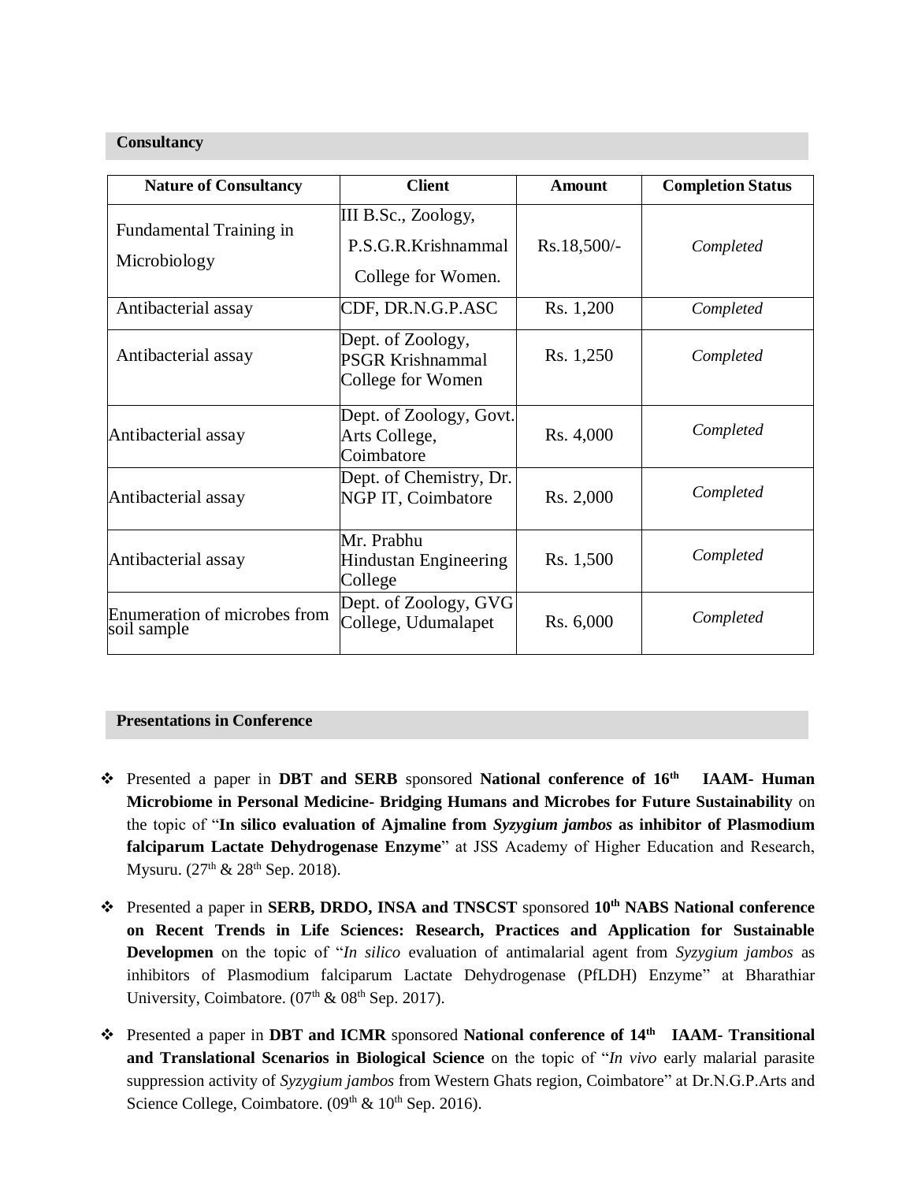## Consultancy

| Nature of Consultancy | Client | Amount | Completion Status |
|---|---|---|---|
| Fundamental Training in Microbiology | III B.Sc., Zoology, P.S.G.R.Krishnammal College for Women. | Rs.18,500/- | *Completed* |
| Antibacterial assay | CDF, DR.N.G.P.ASC | Rs. 1,200 | *Completed* |
| Antibacterial assay | Dept. of Zoology, PSGR Krishnammal College for Women | Rs. 1,250 | *Completed* |
| Antibacterial assay | Dept. of Zoology, Govt. Arts College, Coimbatore | Rs. 4,000 | *Completed* |
| Antibacterial assay | Dept. of Chemistry, Dr. NGP IT, Coimbatore | Rs. 2,000 | *Completed* |
| Antibacterial assay | Mr. Prabhu Hindustan Engineering College | Rs. 1,500 | *Completed* |
| Enumeration of microbes from soil sample | Dept. of Zoology, GVG College, Udumalapet | Rs. 6,000 | *Completed* |

## Presentations in Conference

- Presented a paper in **DBT and SERB** sponsored **National conference of 16th IAAM- Human Microbiome in Personal Medicine- Bridging Humans and Microbes for Future Sustainability** on the topic of "**In silico evaluation of Ajmaline from *Syzygium jambos* as inhibitor of Plasmodium falciparum Lactate Dehydrogenase Enzyme**" at JSS Academy of Higher Education and Research, Mysuru. (27th & 28th Sep. 2018).
- Presented a paper in **SERB, DRDO, INSA and TNSCST** sponsored **10th NABS National conference on Recent Trends in Life Sciences: Research, Practices and Application for Sustainable Developmen** on the topic of "*In silico* evaluation of antimalarial agent from *Syzygium jambos* as inhibitors of Plasmodium falciparum Lactate Dehydrogenase (PfLDH) Enzyme" at Bharathiar University, Coimbatore. (07th & 08th Sep. 2017).
- Presented a paper in **DBT and ICMR** sponsored **National conference of 14th IAAM- Transitional and Translational Scenarios in Biological Science** on the topic of "*In vivo* early malarial parasite suppression activity of *Syzygium jambos* from Western Ghats region, Coimbatore" at Dr.N.G.P.Arts and Science College, Coimbatore. (09th & 10th Sep. 2016).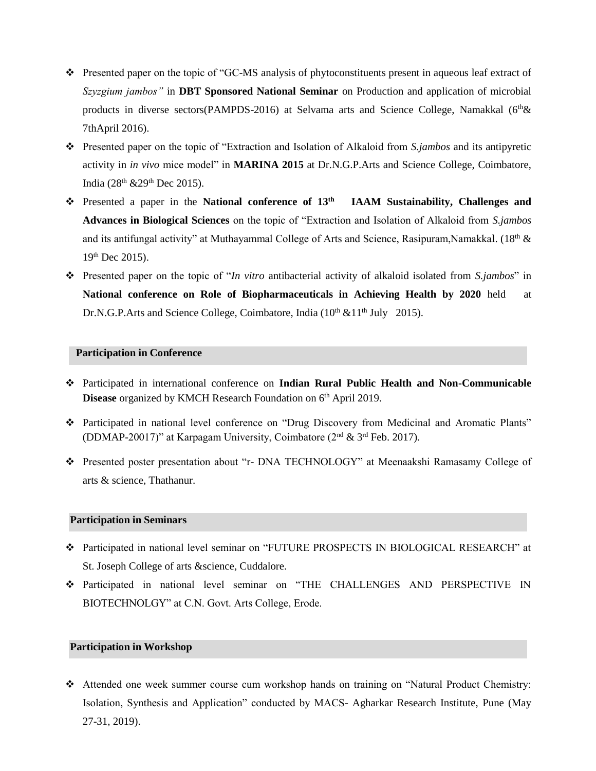- Presented paper on the topic of "GC-MS analysis of phytoconstituents present in aqueous leaf extract of *Szyzgium jambos"* in **DBT Sponsored National Seminar** on Production and application of microbial products in diverse sectors(PAMPDS-2016) at Selvama arts and Science College, Namakkal (6th& 7thApril 2016).
- Presented paper on the topic of "Extraction and Isolation of Alkaloid from *S.jambos* and its antipyretic activity in *in vivo* mice model" in **MARINA 2015** at Dr.N.G.P.Arts and Science College, Coimbatore, India (28th &29th Dec 2015).
- Presented a paper in the **National conference of 13th IAAM Sustainability, Challenges and Advances in Biological Sciences** on the topic of "Extraction and Isolation of Alkaloid from *S.jambos* and its antifungal activity" at Muthayammal College of Arts and Science, Rasipuram,Namakkal. (18th & 19th Dec 2015).
- Presented paper on the topic of "*In vitro* antibacterial activity of alkaloid isolated from *S.jambos*" in **National conference on Role of Biopharmaceuticals in Achieving Health by 2020** held at Dr.N.G.P.Arts and Science College, Coimbatore, India (10th &11th July 2015).

## Participation in Conference

- Participated in international conference on **Indian Rural Public Health and Non-Communicable Disease** organized by KMCH Research Foundation on 6th April 2019.
- Participated in national level conference on "Drug Discovery from Medicinal and Aromatic Plants" (DDMAP-20017)" at Karpagam University, Coimbatore (2nd & 3rd Feb. 2017).
- Presented poster presentation about "r- DNA TECHNOLOGY" at Meenaakshi Ramasamy College of arts & science, Thathanur.

## Participation in Seminars

- Participated in national level seminar on "FUTURE PROSPECTS IN BIOLOGICAL RESEARCH" at St. Joseph College of arts &science, Cuddalore.
- Participated in national level seminar on "THE CHALLENGES AND PERSPECTIVE IN BIOTECHNOLGY" at C.N. Govt. Arts College, Erode.

## Participation in Workshop

- Attended one week summer course cum workshop hands on training on "Natural Product Chemistry: Isolation, Synthesis and Application" conducted by MACS- Agharkar Research Institute, Pune (May 27-31, 2019).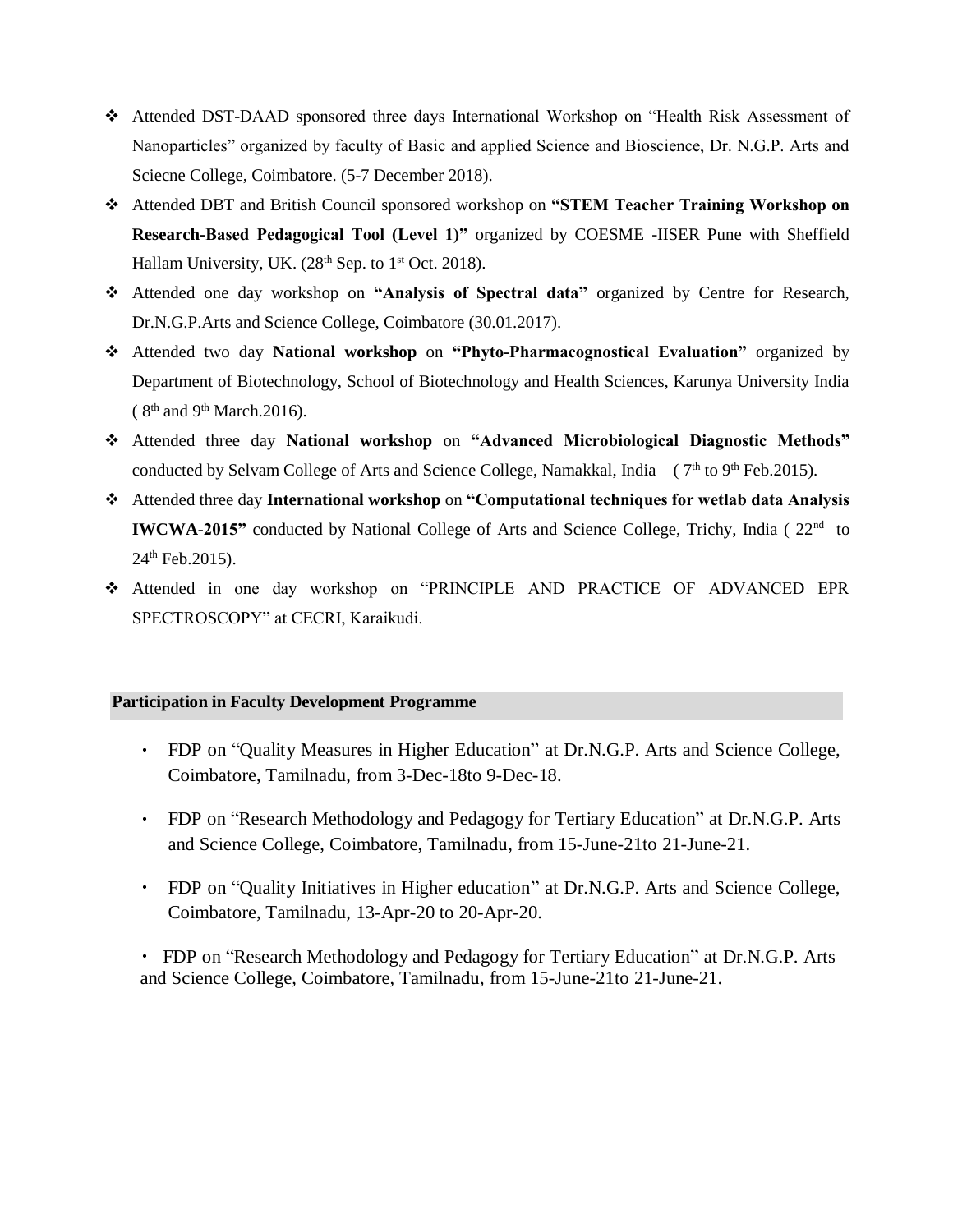- Attended DST-DAAD sponsored three days International Workshop on “Health Risk Assessment of Nanoparticles” organized by faculty of Basic and applied Science and Bioscience, Dr. N.G.P. Arts and Sciecne College, Coimbatore. (5-7 December 2018).
- Attended DBT and British Council sponsored workshop on **“STEM Teacher Training Workshop on Research-Based Pedagogical Tool (Level 1)”** organized by COESME -IISER Pune with Sheffield Hallam University, UK. (28th Sep. to 1st Oct. 2018).
- Attended one day workshop on **“Analysis of Spectral data”** organized by Centre for Research, Dr.N.G.P.Arts and Science College, Coimbatore (30.01.2017).
- Attended two day **National workshop** on **“Phyto-Pharmacognostical Evaluation”** organized by Department of Biotechnology, School of Biotechnology and Health Sciences, Karunya University India ( 8th and 9th March.2016).
- Attended three day **National workshop** on **“Advanced Microbiological Diagnostic Methods”** conducted by Selvam College of Arts and Science College, Namakkal, India ( 7th to 9th Feb.2015).
- Attended three day **International workshop** on **“Computational techniques for wetlab data Analysis IWCWA-2015”** conducted by National College of Arts and Science College, Trichy, India ( 22nd to 24th Feb.2015).
- Attended in one day workshop on “PRINCIPLE AND PRACTICE OF ADVANCED EPR SPECTROSCOPY” at CECRI, Karaikudi.

**Participation in Faculty Development Programme**

- FDP on “Quality Measures in Higher Education” at Dr.N.G.P. Arts and Science College, Coimbatore, Tamilnadu, from 3-Dec-18to 9-Dec-18.
- FDP on “Research Methodology and Pedagogy for Tertiary Education” at Dr.N.G.P. Arts and Science College, Coimbatore, Tamilnadu, from 15-June-21to 21-June-21.
- FDP on “Quality Initiatives in Higher education” at Dr.N.G.P. Arts and Science College, Coimbatore, Tamilnadu, 13-Apr-20 to 20-Apr-20.
- FDP on “Research Methodology and Pedagogy for Tertiary Education” at Dr.N.G.P. Arts and Science College, Coimbatore, Tamilnadu, from 15-June-21to 21-June-21.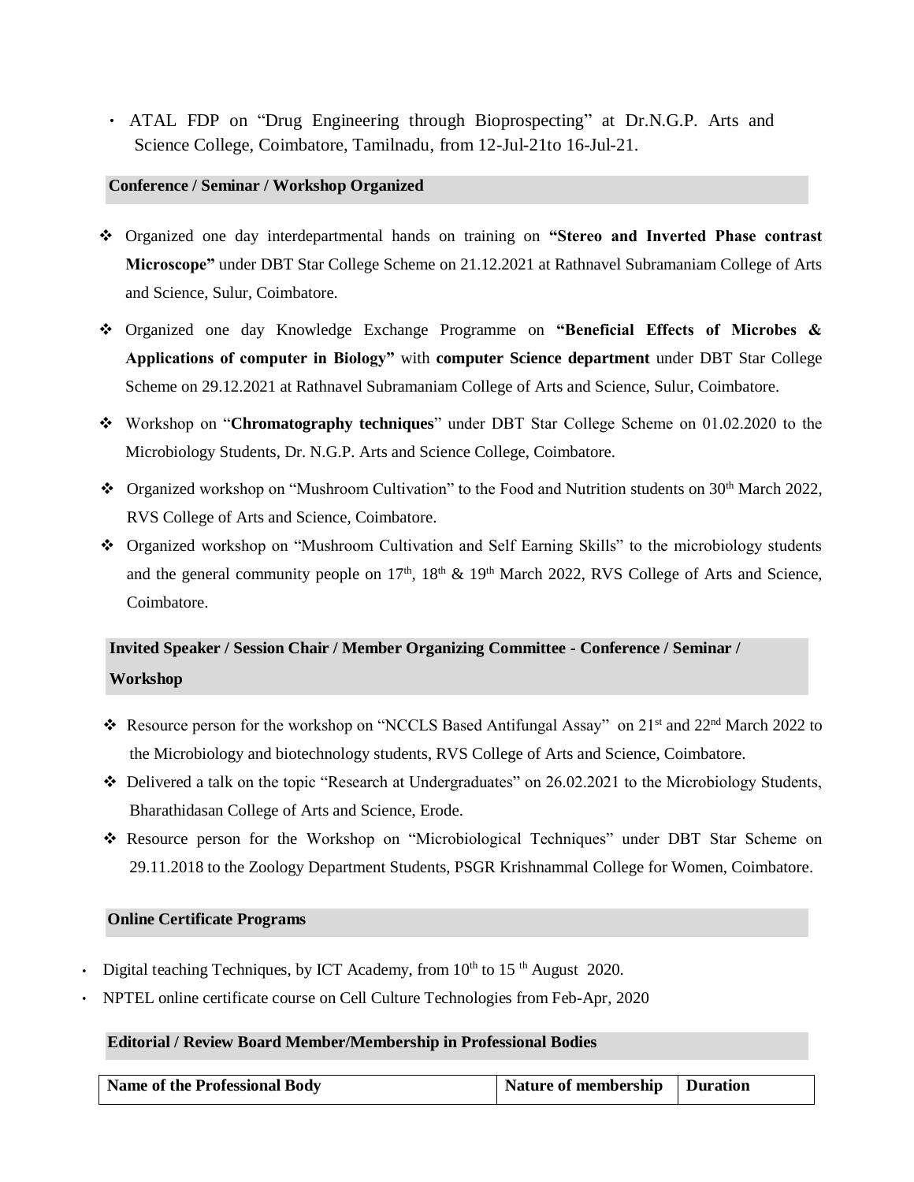- ATAL FDP on "Drug Engineering through Bioprospecting" at Dr.N.G.P. Arts and Science College, Coimbatore, Tamilnadu, from 12-Jul-21to 16-Jul-21.

### Conference / Seminar / Workshop Organized

- Organized one day interdepartmental hands on training on **"Stereo and Inverted Phase contrast Microscope"** under DBT Star College Scheme on 21.12.2021 at Rathnavel Subramaniam College of Arts and Science, Sulur, Coimbatore.
- Organized one day Knowledge Exchange Programme on **"Beneficial Effects of Microbes & Applications of computer in Biology"** with **computer Science department** under DBT Star College Scheme on 29.12.2021 at Rathnavel Subramaniam College of Arts and Science, Sulur, Coimbatore.
- Workshop on "**Chromatography techniques**" under DBT Star College Scheme on 01.02.2020 to the Microbiology Students, Dr. N.G.P. Arts and Science College, Coimbatore.
- Organized workshop on "Mushroom Cultivation" to the Food and Nutrition students on 30th March 2022, RVS College of Arts and Science, Coimbatore.
- Organized workshop on "Mushroom Cultivation and Self Earning Skills" to the microbiology students and the general community people on 17th, 18th & 19th March 2022, RVS College of Arts and Science, Coimbatore.

### Invited Speaker / Session Chair / Member Organizing Committee - Conference / Seminar / Workshop

- Resource person for the workshop on "NCCLS Based Antifungal Assay" on 21st and 22nd March 2022 to the Microbiology and biotechnology students, RVS College of Arts and Science, Coimbatore.
- Delivered a talk on the topic "Research at Undergraduates" on 26.02.2021 to the Microbiology Students, Bharathidasan College of Arts and Science, Erode.
- Resource person for the Workshop on "Microbiological Techniques" under DBT Star Scheme on 29.11.2018 to the Zoology Department Students, PSGR Krishnammal College for Women, Coimbatore.

### Online Certificate Programs

- Digital teaching Techniques, by ICT Academy, from 10th to 15th August 2020.
- NPTEL online certificate course on Cell Culture Technologies from Feb-Apr, 2020

### Editorial / Review Board Member/Membership in Professional Bodies

| Name of the Professional Body | Nature of membership | Duration |
|---|---|---|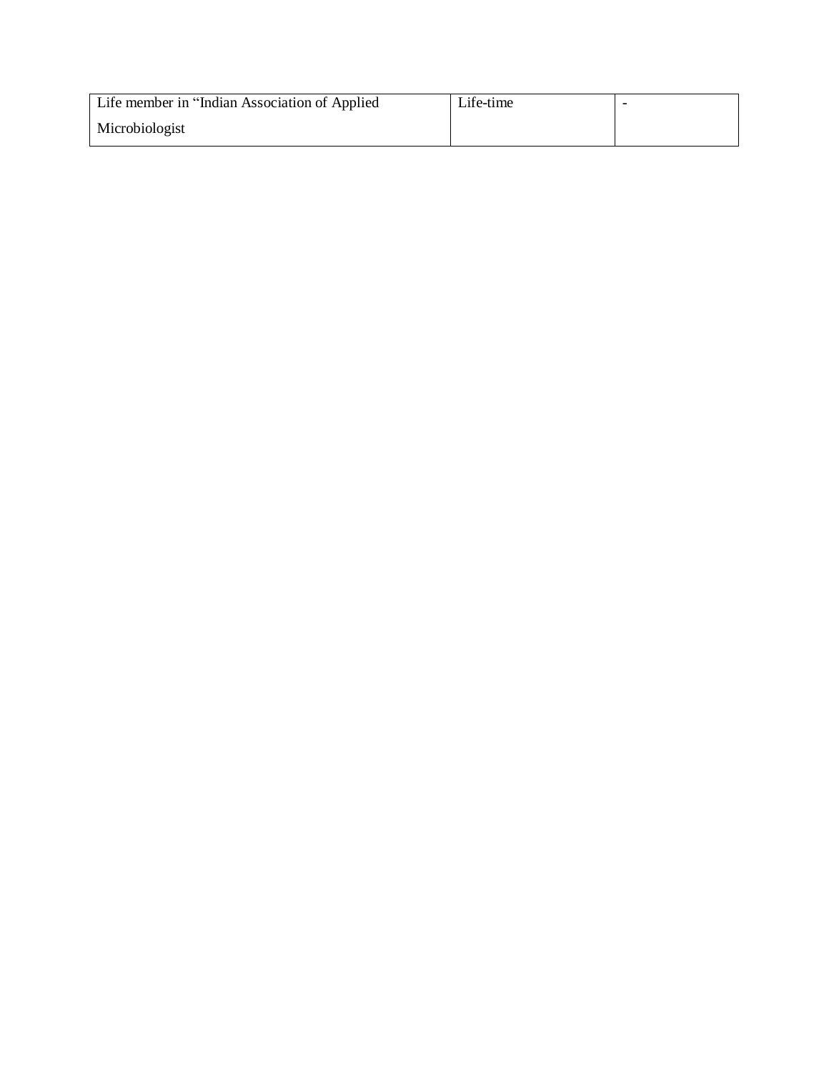| Life member in “Indian Association of Applied Microbiologist | Life-time | - |
| --- | --- | --- |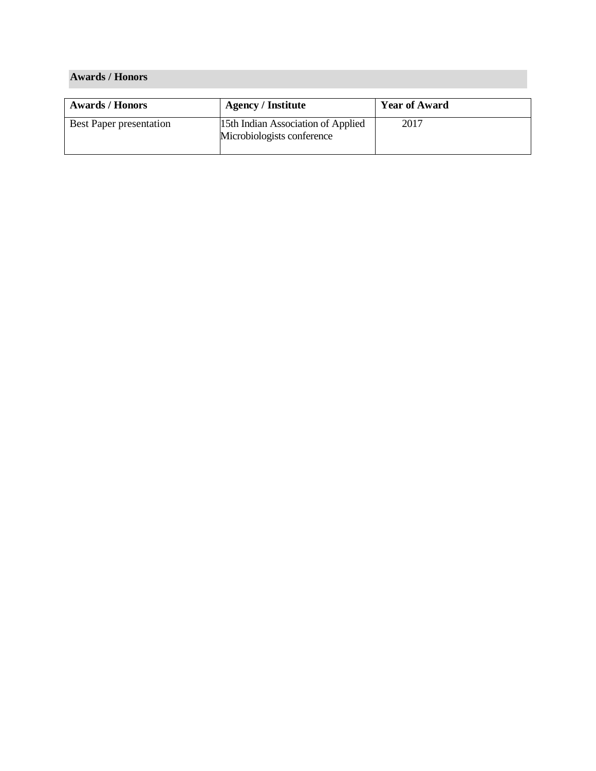## Awards / Honors

| Awards / Honors | Agency / Institute | Year of Award |
|---|---|---|
| Best Paper presentation | 15th Indian Association of Applied Microbiologists conference | 2017 |